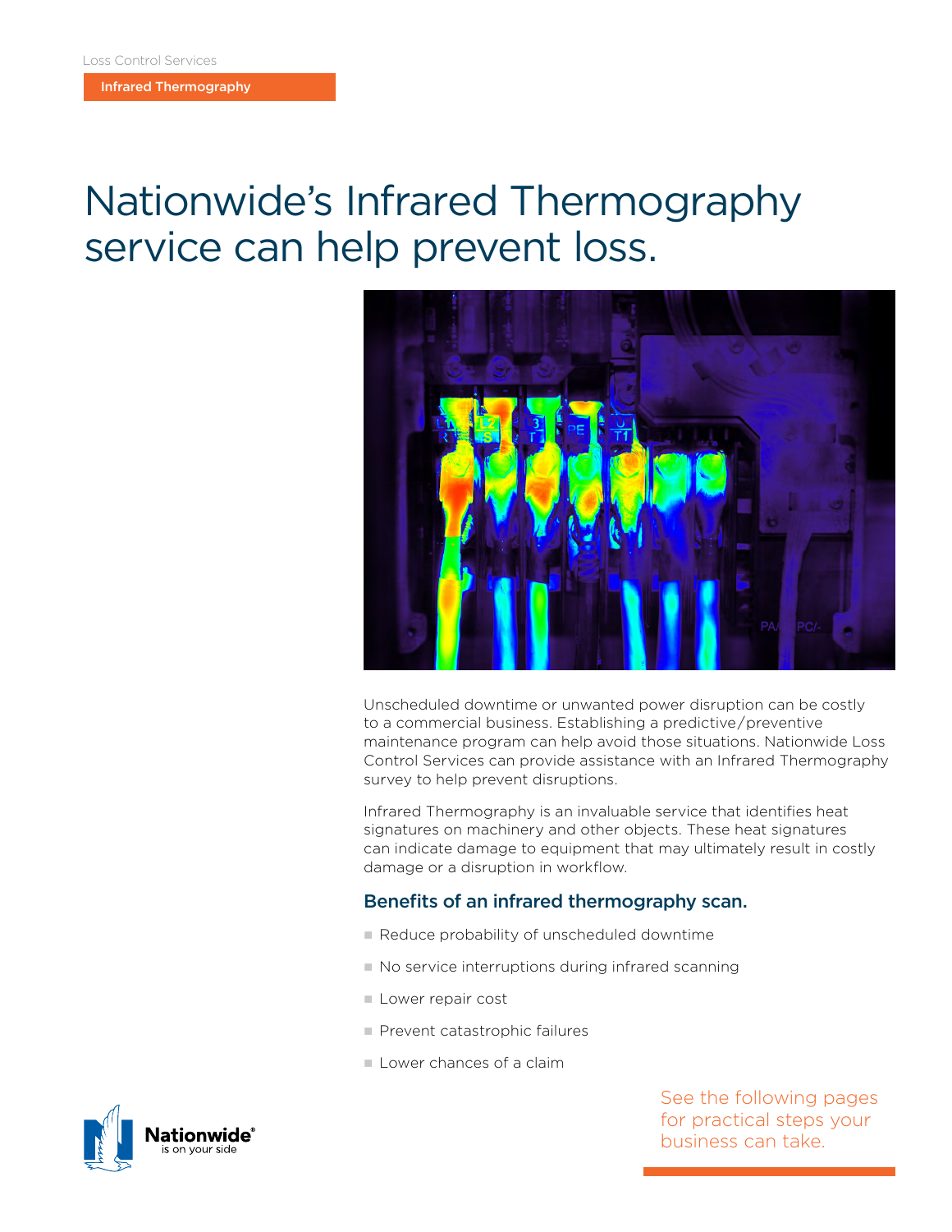Loss Control Services

Infrared Thermography

# Nationwide's Infrared Thermography service can help prevent loss.

Unscheduled downtime or unwanted power disruption can be costly to a commercial business. Establishing a predictive/preventive maintenance program can help avoid those situations. Nationwide Loss Control Services can provide assistance with an Infrared Thermography survey to help prevent disruptions.

Infrared Thermography is an invaluable service that identifies heat signatures on machinery and other objects. These heat signatures can indicate damage to equipment that may ultimately result in costly damage or a disruption in workflow.

## Benefits of an infrared thermography scan.

- Reduce probability of unscheduled downtime
- No service interruptions during infrared scanning
- Lower repair cost
- Prevent catastrophic failures
- Lower chances of a claim

See the following pages for practical steps your business can take.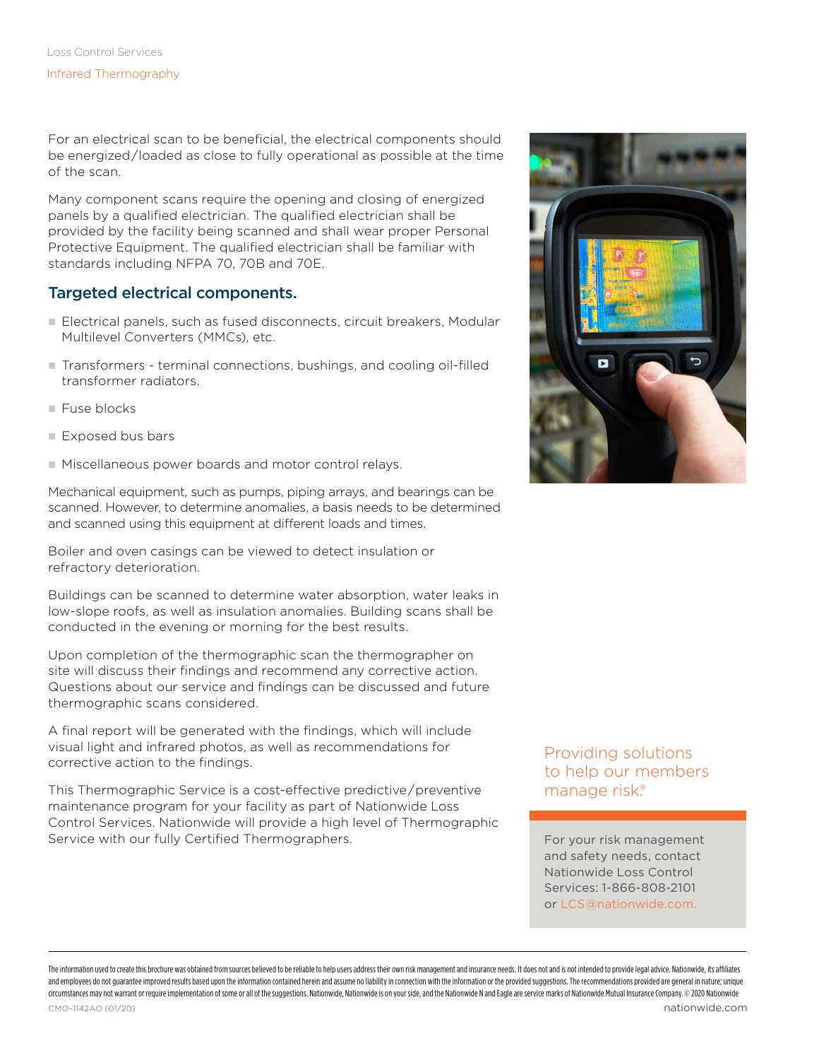For an electrical scan to be beneficial, the electrical components should be energized/loaded as close to fully operational as possible at the time of the scan.

Many component scans require the opening and closing of energized panels by a qualified electrician. The qualified electrician shall be provided by the facility being scanned and shall wear proper Personal Protective Equipment. The qualified electrician shall be familiar with standards including NFPA 70, 70B and 70E.

## Targeted electrical components.

- Electrical panels, such as fused disconnects, circuit breakers, Modular Multilevel Converters (MMCs), etc.
- Transformers - terminal connections, bushings, and cooling oil-filled transformer radiators.
- Fuse blocks
- Exposed bus bars
- Miscellaneous power boards and motor control relays.

Mechanical equipment, such as pumps, piping arrays, and bearings can be scanned. However, to determine anomalies, a basis needs to be determined and scanned using this equipment at different loads and times.

Boiler and oven casings can be viewed to detect insulation or refractory deterioration.

Buildings can be scanned to determine water absorption, water leaks in low-slope roofs, as well as insulation anomalies. Building scans shall be conducted in the evening or morning for the best results.

Upon completion of the thermographic scan the thermographer on site will discuss their findings and recommend any corrective action. Questions about our service and findings can be discussed and future thermographic scans considered.

A final report will be generated with the findings, which will include visual light and infrared photos, as well as recommendations for corrective action to the findings.

This Thermographic Service is a cost-effective predictive/preventive maintenance program for your facility as part of Nationwide Loss Control Services. Nationwide will provide a high level of Thermographic Service with our fully Certified Thermographers.

Providing solutions to help our members manage risk.®

For your risk management and safety needs, contact Nationwide Loss Control Services: 1-866-808-2101 or LCS@nationwide.com.

The information used to create this brochure was obtained from sources believed to be reliable to help users address their own risk management and insurance needs. It does not and is not intended to provide legal advice. Nationwide, its affiliates and employees do not guarantee improved results based upon the information contained herein and assume no liability in connection with the information or the provided suggestions. The recommendations provided are general in nature; unique circumstances may not warrant or require implementation of some or all of the suggestions. Nationwide, Nationwide is on your side, and the Nationwide N and Eagle are service marks of Nationwide Mutual Insurance Company. © 2020 Nationwide

CMO-1142AO (01/20)

nationwide.com